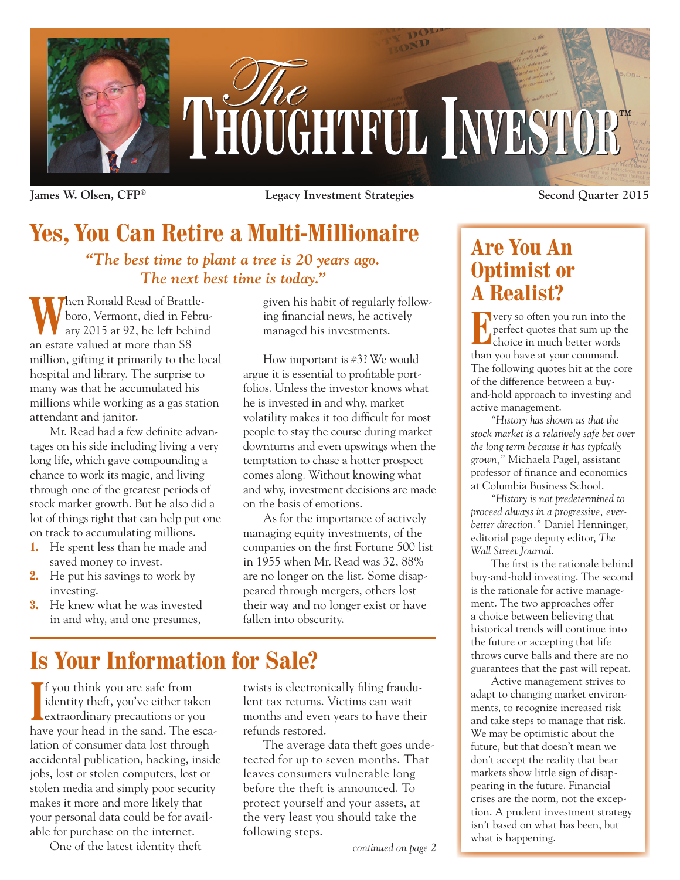# The Thoughtful Investor™

James W. Olsen, CFP® | Legacy Investment Strategies | Second Quarter 2015

## Yes, You Can Retire a Multi-Millionaire

*"The best time to plant a tree is 20 years ago. The next best time is today."*

When Ronald Read of Brattleboro, Vermont, died in February 2015 at 92, he left behind an estate valued at more than $8 million, gifting it primarily to the local hospital and library. The surprise to many was that he accumulated his millions while working as a gas station attendant and janitor.

Mr. Read had a few definite advantages on his side including living a very long life, which gave compounding a chance to work its magic, and living through one of the greatest periods of stock market growth. But he also did a lot of things right that can help put one on track to accumulating millions.

1. He spent less than he made and saved money to invest.
2. He put his savings to work by investing.
3. He knew what he was invested in and why, and one presumes, given his habit of regularly following financial news, he actively managed his investments.

How important is #3? We would argue it is essential to profitable portfolios. Unless the investor knows what he is invested in and why, market volatility makes it too difficult for most people to stay the course during market downturns and even upswings when the temptation to chase a hotter prospect comes along. Without knowing what and why, investment decisions are made on the basis of emotions.

As for the importance of actively managing equity investments, of the companies on the first Fortune 500 list in 1955 when Mr. Read was 32, 88% are no longer on the list. Some disappeared through mergers, others lost their way and no longer exist or have fallen into obscurity.

## Is Your Information for Sale?

If you think you are safe from identity theft, you've either taken extraordinary precautions or you have your head in the sand. The escalation of consumer data lost through accidental publication, hacking, inside jobs, lost or stolen computers, lost or stolen media and simply poor security makes it more and more likely that your personal data could be for available for purchase on the internet.

One of the latest identity theft twists is electronically filing fraudulent tax returns. Victims can wait months and even years to have their refunds restored.

The average data theft goes undetected for up to seven months. That leaves consumers vulnerable long before the theft is announced. To protect yourself and your assets, at the very least you should take the following steps.

*continued on page 2*

## Are You An Optimist or A Realist?

Every so often you run into the perfect quotes that sum up the choice in much better words than you have at your command. The following quotes hit at the core of the difference between a buy-and-hold approach to investing and active management.

*"History has shown us that the stock market is a relatively safe bet over the long term because it has typically grown,"* Michaela Pagel, assistant professor of finance and economics at Columbia Business School.

*"History is not predetermined to proceed always in a progressive, ever-better direction."* Daniel Henninger, editorial page deputy editor, *The Wall Street Journal.*

The first is the rationale behind buy-and-hold investing. The second is the rationale for active management. The two approaches offer a choice between believing that historical trends will continue into the future or accepting that life throws curve balls and there are no guarantees that the past will repeat.

Active management strives to adapt to changing market environments, to recognize increased risk and take steps to manage that risk. We may be optimistic about the future, but that doesn't mean we don't accept the reality that bear markets show little sign of disappearing in the future. Financial crises are the norm, not the exception. A prudent investment strategy isn't based on what has been, but what is happening.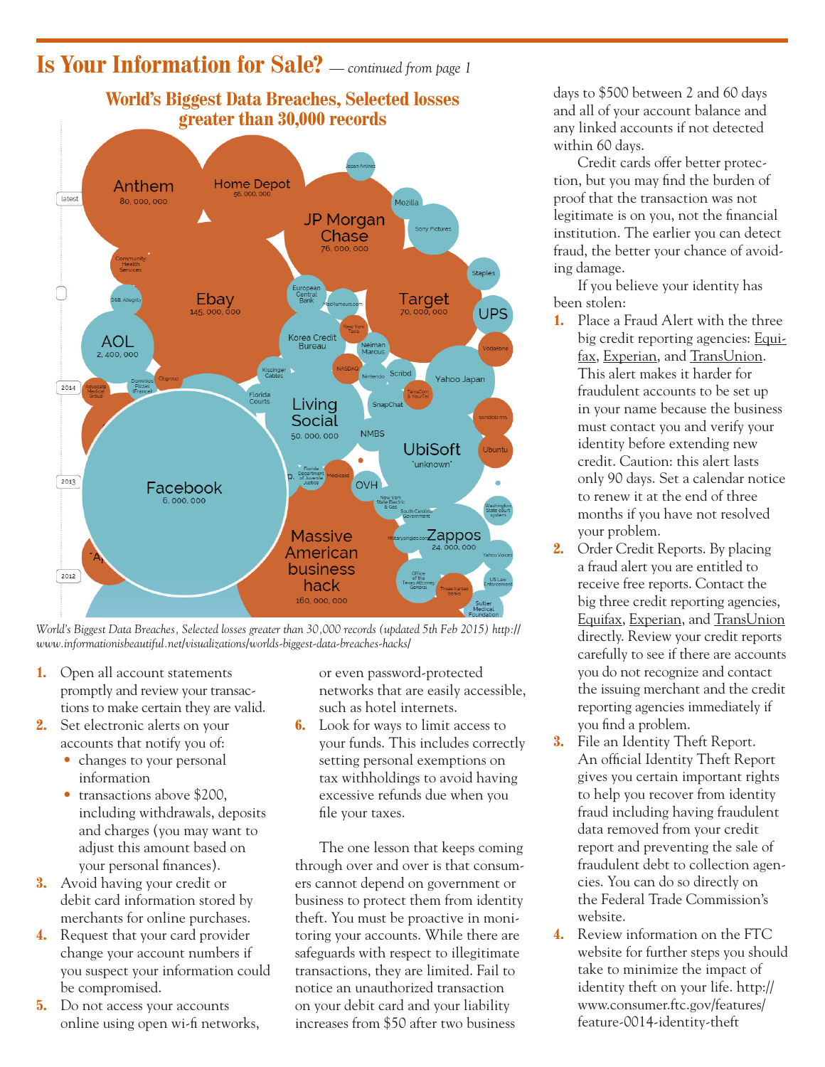## Is Your Information for Sale? — *continued from page 1*

### World's Biggest Data Breaches, Selected losses greater than 30,000 records

*World's Biggest Data Breaches, Selected losses greater than 30,000 records (updated 5th Feb 2015) http://www.informationisbeautiful.net/visualizations/worlds-biggest-data-breaches-hacks/*

1. Open all account statements promptly and review your transactions to make certain they are valid.
2. Set electronic alerts on your accounts that notify you of:
   - changes to your personal information
   - transactions above $200, including withdrawals, deposits and charges (you may want to adjust this amount based on your personal finances).
3. Avoid having your credit or debit card information stored by merchants for online purchases.
4. Request that your card provider change your account numbers if you suspect your information could be compromised.
5. Do not access your accounts online using open wi-fi networks, or even password-protected networks that are easily accessible, such as hotel internets.
6. Look for ways to limit access to your funds. This includes correctly setting personal exemptions on tax withholdings to avoid having excessive refunds due when you file your taxes.

The one lesson that keeps coming through over and over is that consumers cannot depend on government or business to protect them from identity theft. You must be proactive in monitoring your accounts. While there are safeguards with respect to illegitimate transactions, they are limited. Fail to notice an unauthorized transaction on your debit card and your liability increases from $50 after two business days to $500 between 2 and 60 days and all of your account balance and any linked accounts if not detected within 60 days.

Credit cards offer better protection, but you may find the burden of proof that the transaction was not legitimate is on you, not the financial institution. The earlier you can detect fraud, the better your chance of avoiding damage.

If you believe your identity has been stolen:

1. Place a Fraud Alert with the three big credit reporting agencies: Equifax, Experian, and TransUnion. This alert makes it harder for fraudulent accounts to be set up in your name because the business must contact you and verify your identity before extending new credit. Caution: this alert lasts only 90 days. Set a calendar notice to renew it at the end of three months if you have not resolved your problem.
2. Order Credit Reports. By placing a fraud alert you are entitled to receive free reports. Contact the big three credit reporting agencies, Equifax, Experian, and TransUnion directly. Review your credit reports carefully to see if there are accounts you do not recognize and contact the issuing merchant and the credit reporting agencies immediately if you find a problem.
3. File an Identity Theft Report. An official Identity Theft Report gives you certain important rights to help you recover from identity fraud including having fraudulent data removed from your credit report and preventing the sale of fraudulent debt to collection agencies. You can do so directly on the Federal Trade Commission's website.
4. Review information on the FTC website for further steps you should take to minimize the impact of identity theft on your life. http://www.consumer.ftc.gov/features/feature-0014-identity-theft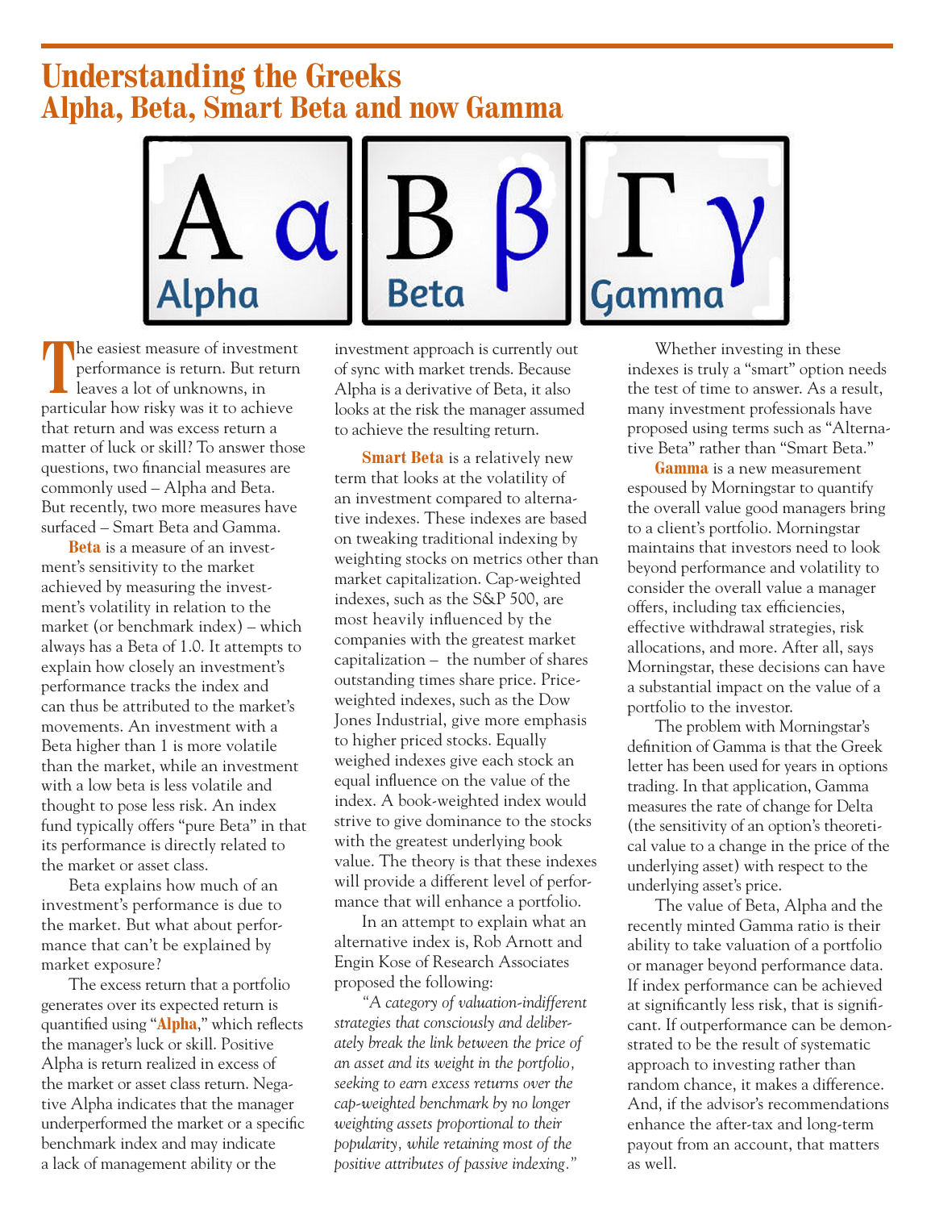# Understanding the Greeks

## Alpha, Beta, Smart Beta and now Gamma

The easiest measure of investment performance is return. But return leaves a lot of unknowns, in particular how risky was it to achieve that return and was excess return a matter of luck or skill? To answer those questions, two financial measures are commonly used – Alpha and Beta. But recently, two more measures have surfaced – Smart Beta and Gamma.

**Beta** is a measure of an investment's sensitivity to the market achieved by measuring the investment's volatility in relation to the market (or benchmark index) – which always has a Beta of 1.0. It attempts to explain how closely an investment's performance tracks the index and can thus be attributed to the market's movements. An investment with a Beta higher than 1 is more volatile than the market, while an investment with a low beta is less volatile and thought to pose less risk. An index fund typically offers "pure Beta" in that its performance is directly related to the market or asset class.

Beta explains how much of an investment's performance is due to the market. But what about performance that can't be explained by market exposure?

The excess return that a portfolio generates over its expected return is quantified using "**Alpha**," which reflects the manager's luck or skill. Positive Alpha is return realized in excess of the market or asset class return. Negative Alpha indicates that the manager underperformed the market or a specific benchmark index and may indicate a lack of management ability or the investment approach is currently out of sync with market trends. Because Alpha is a derivative of Beta, it also looks at the risk the manager assumed to achieve the resulting return.

**Smart Beta** is a relatively new term that looks at the volatility of an investment compared to alternative indexes. These indexes are based on tweaking traditional indexing by weighting stocks on metrics other than market capitalization. Cap-weighted indexes, such as the S&P 500, are most heavily influenced by the companies with the greatest market capitalization – the number of shares outstanding times share price. Price-weighted indexes, such as the Dow Jones Industrial, give more emphasis to higher priced stocks. Equally weighed indexes give each stock an equal influence on the value of the index. A book-weighted index would strive to give dominance to the stocks with the greatest underlying book value. The theory is that these indexes will provide a different level of performance that will enhance a portfolio.

In an attempt to explain what an alternative index is, Rob Arnott and Engin Kose of Research Associates proposed the following:

*"A category of valuation-indifferent strategies that consciously and deliberately break the link between the price of an asset and its weight in the portfolio, seeking to earn excess returns over the cap-weighted benchmark by no longer weighting assets proportional to their popularity, while retaining most of the positive attributes of passive indexing."*

Whether investing in these indexes is truly a "smart" option needs the test of time to answer. As a result, many investment professionals have proposed using terms such as "Alternative Beta" rather than "Smart Beta."

**Gamma** is a new measurement espoused by Morningstar to quantify the overall value good managers bring to a client's portfolio. Morningstar maintains that investors need to look beyond performance and volatility to consider the overall value a manager offers, including tax efficiencies, effective withdrawal strategies, risk allocations, and more. After all, says Morningstar, these decisions can have a substantial impact on the value of a portfolio to the investor.

The problem with Morningstar's definition of Gamma is that the Greek letter has been used for years in options trading. In that application, Gamma measures the rate of change for Delta (the sensitivity of an option's theoretical value to a change in the price of the underlying asset) with respect to the underlying asset's price.

The value of Beta, Alpha and the recently minted Gamma ratio is their ability to take valuation of a portfolio or manager beyond performance data. If index performance can be achieved at significantly less risk, that is significant. If outperformance can be demonstrated to be the result of systematic approach to investing rather than random chance, it makes a difference. And, if the advisor's recommendations enhance the after-tax and long-term payout from an account, that matters as well.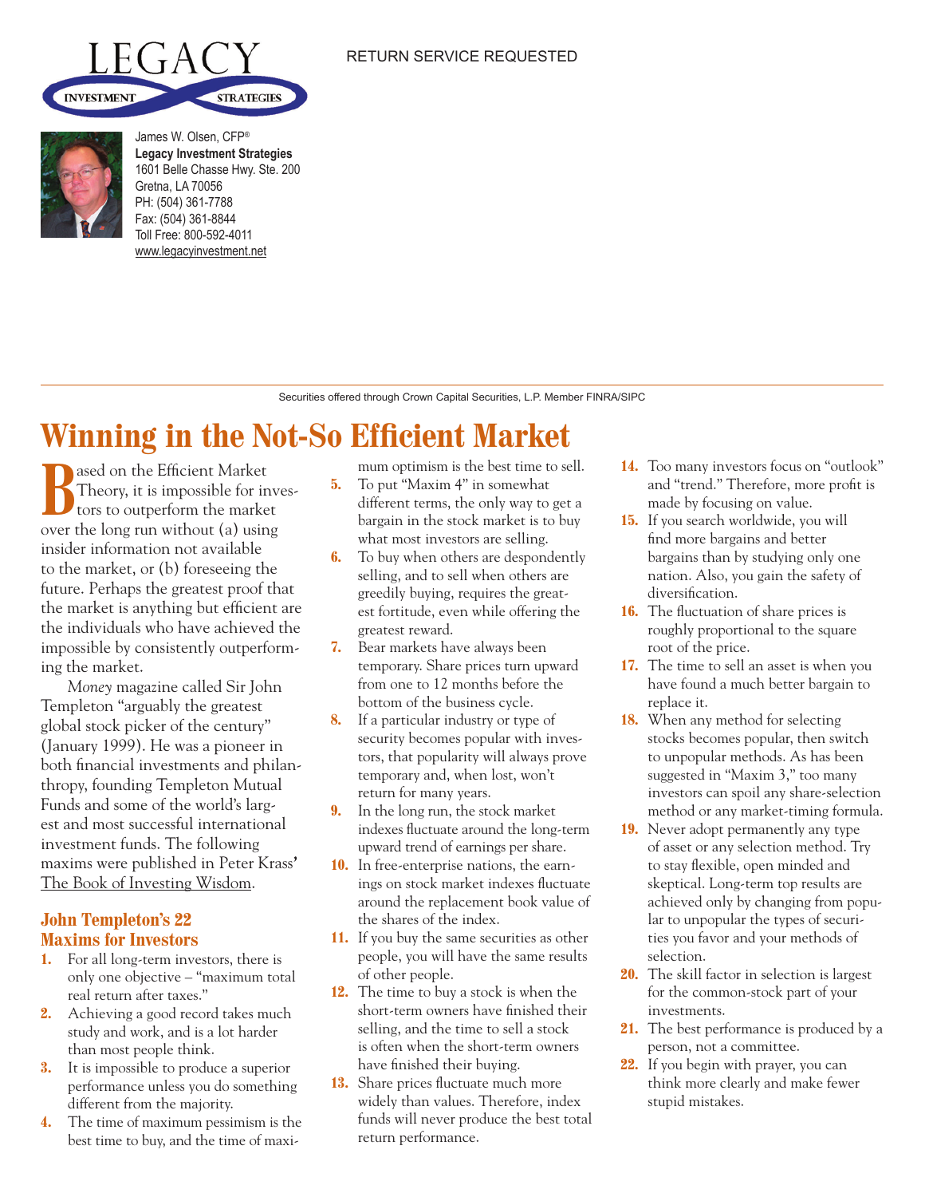LEGACY INVESTMENT STRATEGIES

RETURN SERVICE REQUESTED

James W. Olsen, CFP®
**Legacy Investment Strategies**
1601 Belle Chasse Hwy. Ste. 200
Gretna, LA 70056
PH: (504) 361-7788
Fax: (504) 361-8844
Toll Free: 800-592-4011
www.legacyinvestment.net

Securities offered through Crown Capital Securities, L.P. Member FINRA/SIPC

# Winning in the Not-So Efficient Market

Based on the Efficient Market Theory, it is impossible for investors to outperform the market over the long run without (a) using insider information not available to the market, or (b) foreseeing the future. Perhaps the greatest proof that the market is anything but efficient are the individuals who have achieved the impossible by consistently outperforming the market.

*Money* magazine called Sir John Templeton "arguably the greatest global stock picker of the century" (January 1999). He was a pioneer in both financial investments and philanthropy, founding Templeton Mutual Funds and some of the world's largest and most successful international investment funds. The following maxims were published in Peter Krass' The Book of Investing Wisdom.

## John Templeton's 22 Maxims for Investors

1. For all long-term investors, there is only one objective – "maximum total real return after taxes."
2. Achieving a good record takes much study and work, and is a lot harder than most people think.
3. It is impossible to produce a superior performance unless you do something different from the majority.
4. The time of maximum pessimism is the best time to buy, and the time of maximum optimism is the best time to sell.
5. To put "Maxim 4" in somewhat different terms, the only way to get a bargain in the stock market is to buy what most investors are selling.
6. To buy when others are despondently selling, and to sell when others are greedily buying, requires the greatest fortitude, even while offering the greatest reward.
7. Bear markets have always been temporary. Share prices turn upward from one to 12 months before the bottom of the business cycle.
8. If a particular industry or type of security becomes popular with investors, that popularity will always prove temporary and, when lost, won't return for many years.
9. In the long run, the stock market indexes fluctuate around the long-term upward trend of earnings per share.
10. In free-enterprise nations, the earnings on stock market indexes fluctuate around the replacement book value of the shares of the index.
11. If you buy the same securities as other people, you will have the same results of other people.
12. The time to buy a stock is when the short-term owners have finished their selling, and the time to sell a stock is often when the short-term owners have finished their buying.
13. Share prices fluctuate much more widely than values. Therefore, index funds will never produce the best total return performance.
14. Too many investors focus on "outlook" and "trend." Therefore, more profit is made by focusing on value.
15. If you search worldwide, you will find more bargains and better bargains than by studying only one nation. Also, you gain the safety of diversification.
16. The fluctuation of share prices is roughly proportional to the square root of the price.
17. The time to sell an asset is when you have found a much better bargain to replace it.
18. When any method for selecting stocks becomes popular, then switch to unpopular methods. As has been suggested in "Maxim 3," too many investors can spoil any share-selection method or any market-timing formula.
19. Never adopt permanently any type of asset or any selection method. Try to stay flexible, open minded and skeptical. Long-term top results are achieved only by changing from popular to unpopular the types of securities you favor and your methods of selection.
20. The skill factor in selection is largest for the common-stock part of your investments.
21. The best performance is produced by a person, not a committee.
22. If you begin with prayer, you can think more clearly and make fewer stupid mistakes.